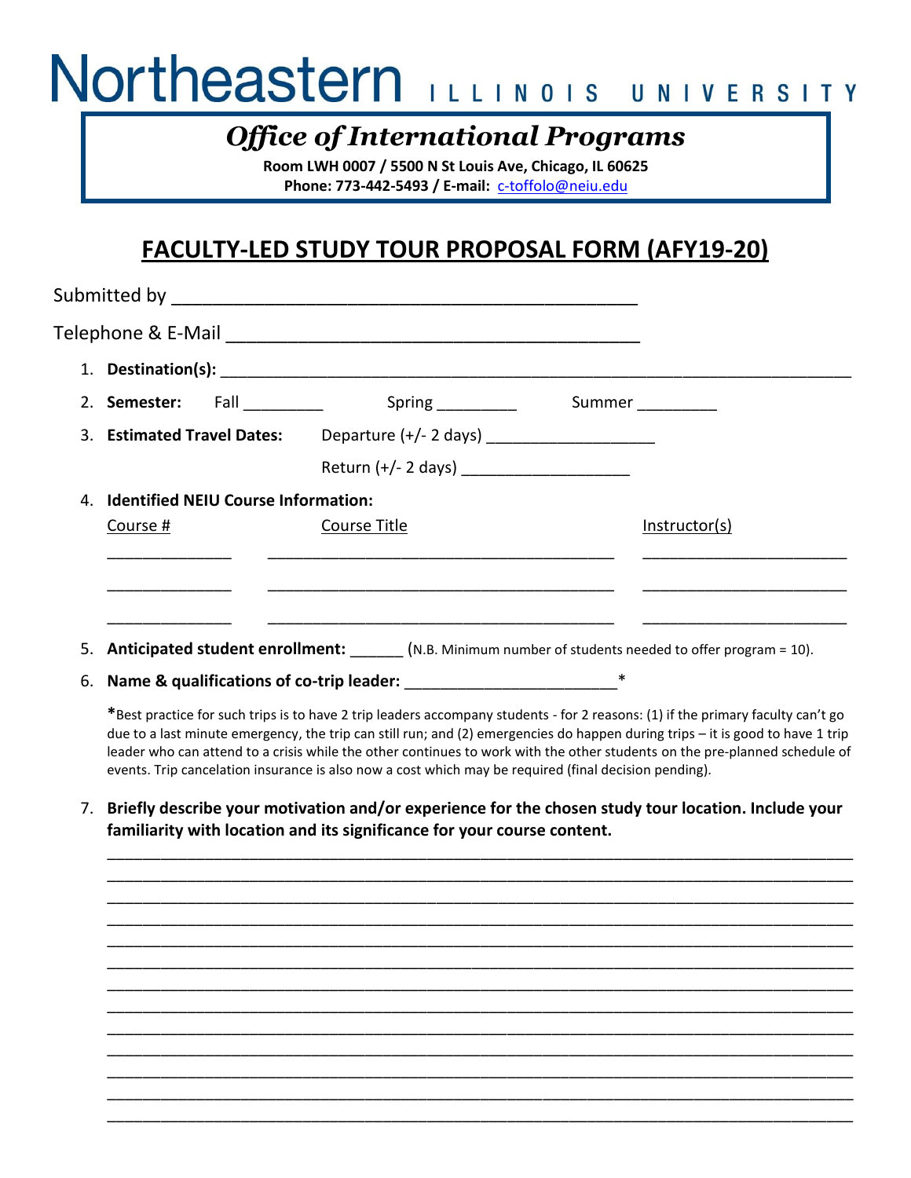# Northeastern ILLINOIS UNIVERSITY

## *Office of International Programs*

**Room LWH 0007 / 5500 N St Louis Ave, Chicago, IL 60625**
**Phone: 773-442-5493 / E-mail: c-toffolo@neiu.edu**

## FACULTY-LED STUDY TOUR PROPOSAL FORM (AFY19-20)

Submitted by ____________________________________________

Telephone & E-Mail ______________________________________

1. **Destination(s):** ____________________________________________________________________

2. **Semester:** Fall _________ Spring _________ Summer _________

3. **Estimated Travel Dates:** Departure (+/- 2 days) ___________________

   Return (+/- 2 days) ___________________

4. **Identified NEIU Course Information:**

| Course # | Course Title | Instructor(s) |
|---|---|---|
| _____________ | ________________________________________ | _______________________ |
| _____________ | ________________________________________ | _______________________ |
| _____________ | ________________________________________ | _______________________ |

5. **Anticipated student enrollment:** ______ (N.B. Minimum number of students needed to offer program = 10).

6. **Name & qualifications of co-trip leader:** _______________________*

   ***Best practice for such trips is to have 2 trip leaders accompany students - for 2 reasons: (1) if the primary faculty can't go due to a last minute emergency, the trip can still run; and (2) emergencies do happen during trips – it is good to have 1 trip leader who can attend to a crisis while the other continues to work with the other students on the pre-planned schedule of events. Trip cancelation insurance is also now a cost which may be required (final decision pending).**

7. **Briefly describe your motivation and/or experience for the chosen study tour location. Include your familiarity with location and its significance for your course content.**

   ____________________________________________________________________________________
   ____________________________________________________________________________________
   ____________________________________________________________________________________
   ____________________________________________________________________________________
   ____________________________________________________________________________________
   ____________________________________________________________________________________
   ____________________________________________________________________________________
   ____________________________________________________________________________________
   ____________________________________________________________________________________
   ____________________________________________________________________________________
   ____________________________________________________________________________________
   ____________________________________________________________________________________
   ____________________________________________________________________________________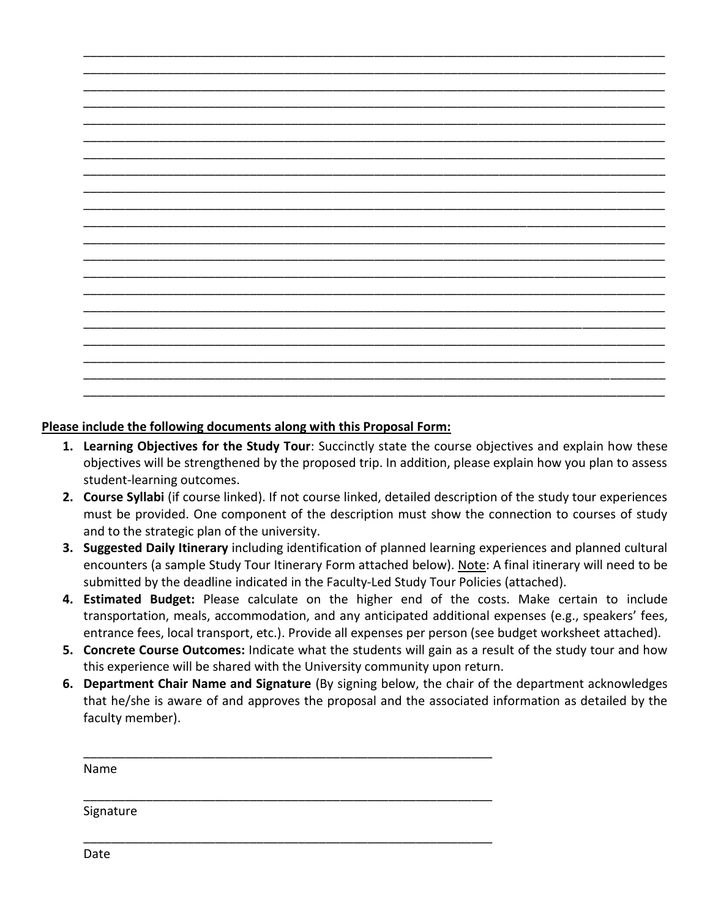Please include the following documents along with this Proposal Form:

1. **Learning Objectives for the Study Tour**: Succinctly state the course objectives and explain how these objectives will be strengthened by the proposed trip. In addition, please explain how you plan to assess student-learning outcomes.
2. **Course Syllabi** (if course linked). If not course linked, detailed description of the study tour experiences must be provided. One component of the description must show the connection to courses of study and to the strategic plan of the university.
3. **Suggested Daily Itinerary** including identification of planned learning experiences and planned cultural encounters (a sample Study Tour Itinerary Form attached below). Note: A final itinerary will need to be submitted by the deadline indicated in the Faculty-Led Study Tour Policies (attached).
4. **Estimated Budget:** Please calculate on the higher end of the costs. Make certain to include transportation, meals, accommodation, and any anticipated additional expenses (e.g., speakers' fees, entrance fees, local transport, etc.). Provide all expenses per person (see budget worksheet attached).
5. **Concrete Course Outcomes:** Indicate what the students will gain as a result of the study tour and how this experience will be shared with the University community upon return.
6. **Department Chair Name and Signature** (By signing below, the chair of the department acknowledges that he/she is aware of and approves the proposal and the associated information as detailed by the faculty member).

Name

Signature

Date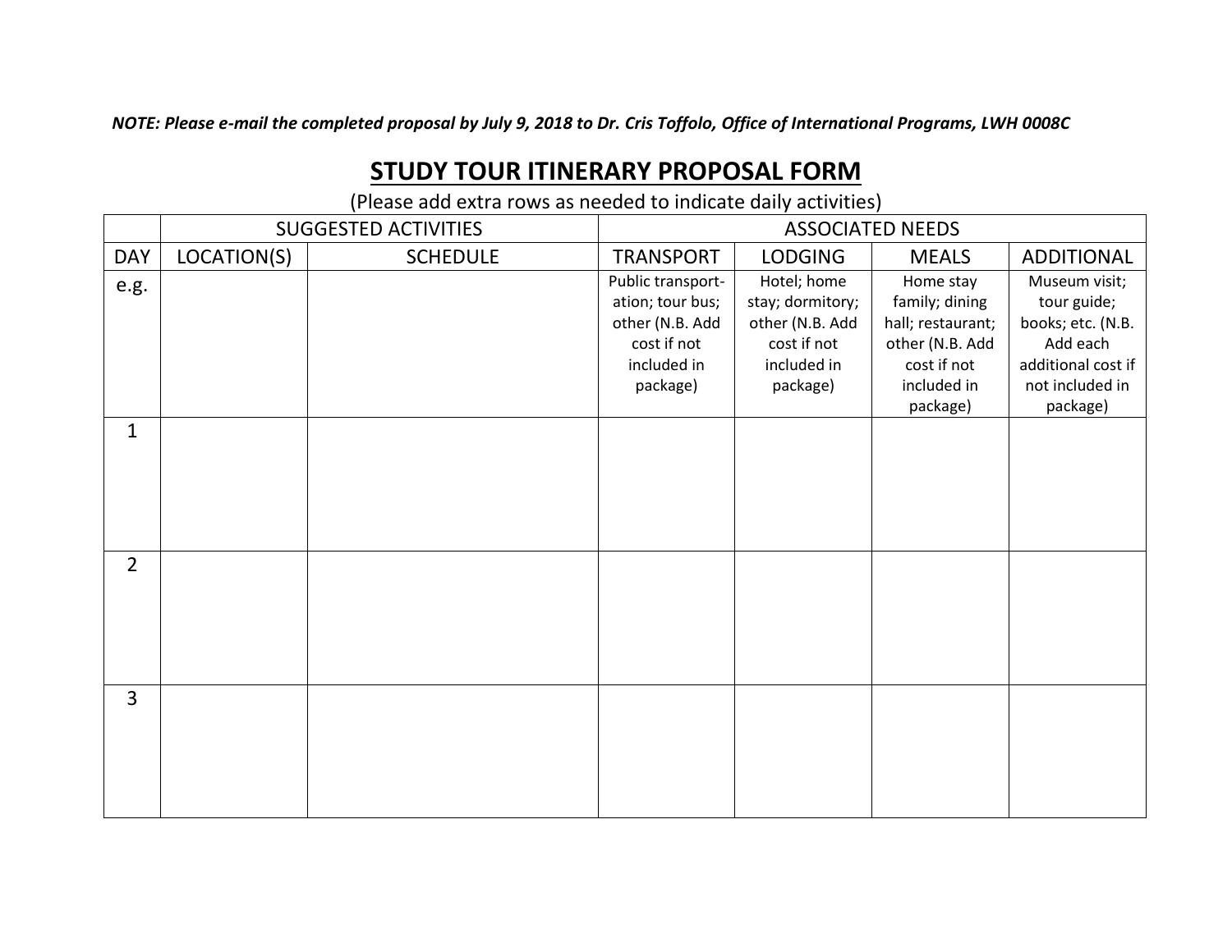***NOTE: Please e-mail the completed proposal by July 9, 2018 to Dr. Cris Toffolo, Office of International Programs, LWH 0008C***

# STUDY TOUR ITINERARY PROPOSAL FORM

(Please add extra rows as needed to indicate daily activities)

| | SUGGESTED ACTIVITIES | | ASSOCIATED NEEDS | | | |
|---|---|---|---|---|---|---|
| DAY | LOCATION(S) | SCHEDULE | TRANSPORT | LODGING | MEALS | ADDITIONAL |
| e.g. | | | Public transport-ation; tour bus; other (N.B. Add cost if not included in package) | Hotel; home stay; dormitory; other (N.B. Add cost if not included in package) | Home stay family; dining hall; restaurant; other (N.B. Add cost if not included in package) | Museum visit; tour guide; books; etc. (N.B. Add each additional cost if not included in package) |
| 1 | | | | | | |
| 2 | | | | | | |
| 3 | | | | | | |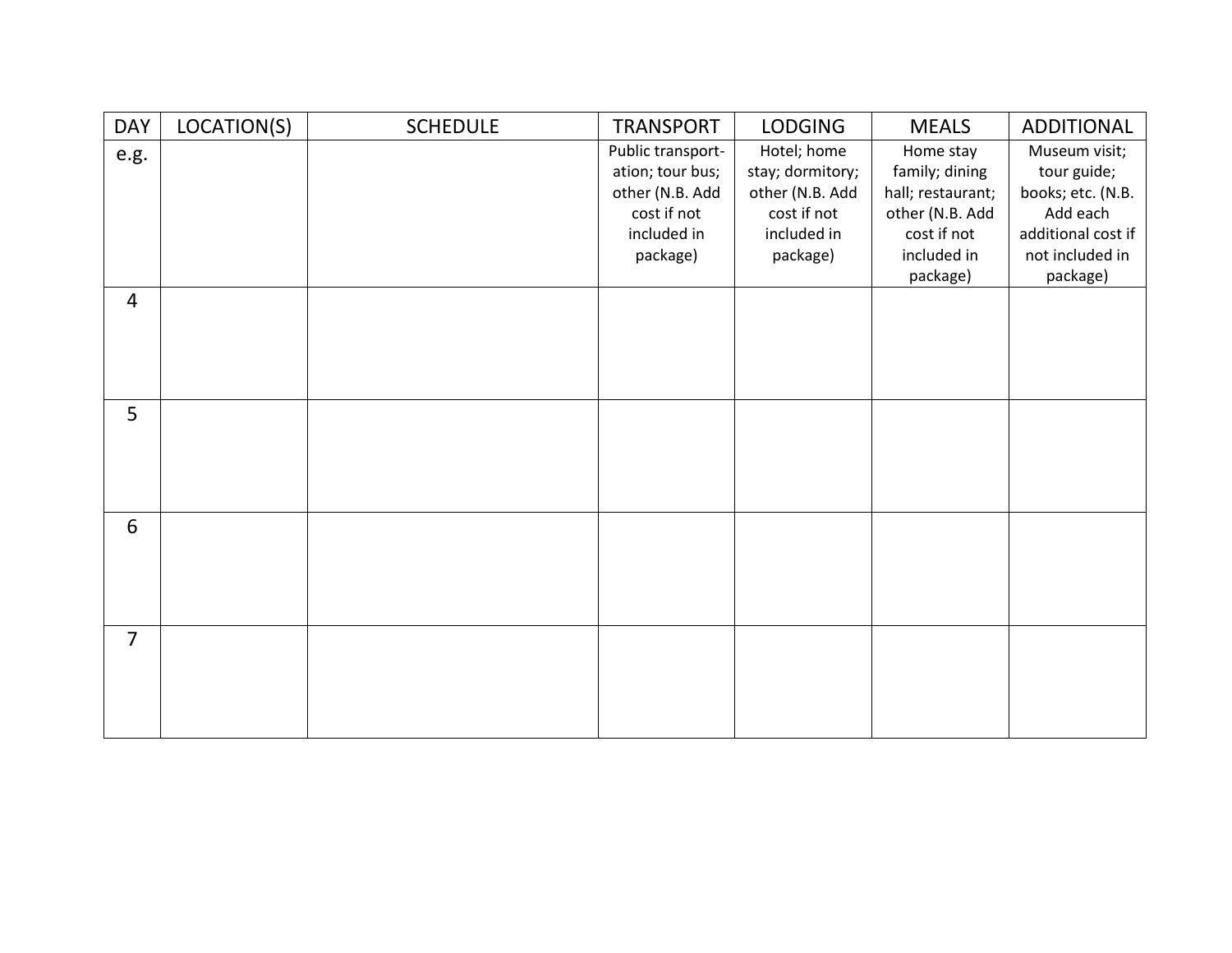| DAY | LOCATION(S) | SCHEDULE | TRANSPORT | LODGING | MEALS | ADDITIONAL |
|---|---|---|---|---|---|---|
| e.g. | | | Public transport-ation; tour bus; other (N.B. Add cost if not included in package) | Hotel; home stay; dormitory; other (N.B. Add cost if not included in package) | Home stay family; dining hall; restaurant; other (N.B. Add cost if not included in package) | Museum visit; tour guide; books; etc. (N.B. Add each additional cost if not included in package) |
| 4 | | | | | | |
| 5 | | | | | | |
| 6 | | | | | | |
| 7 | | | | | | |